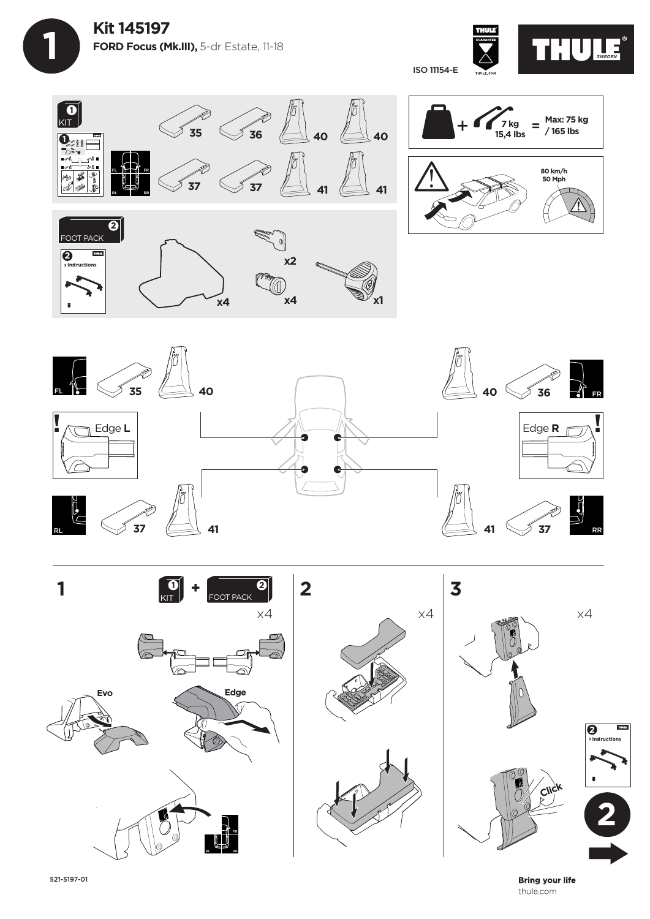# 1

## Kit 145197

**FORD Focus (Mk.III),** 5-dr Estate, 11-18

ISO 11154-E

THULE GUARANTEE THULE.COM

THULE SWEDEN

1 KIT

35 36 40 40

37 37 41 41

+ 7 kg 15,4 lbs = Max: 75 kg / 165 lbs

80 km/h 50 Mph

2 FOOT PACK

2 > Instructions

x4 x2 x4 x1

FL 35 40

40 36 FR

Edge **L**

Edge **R**

RL 37 41

41 37 RR

**1** 1 KIT + 2 FOOT PACK x4

Evo

Edge

**2** x4

**3** x4

Click

2 > Instructions

2

521-5197-01

**Bring your life**
thule.com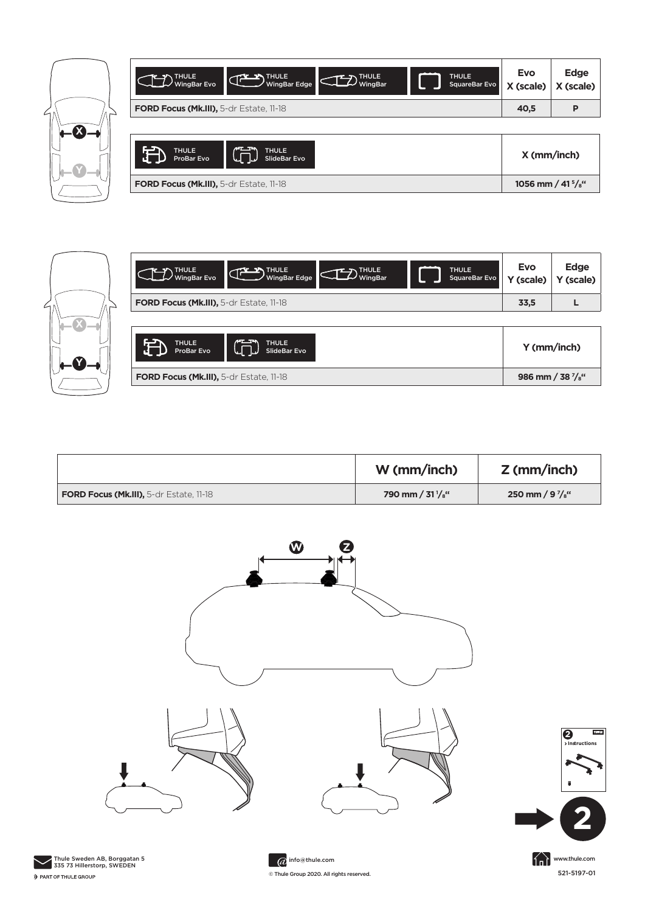| THULE WingBar Evo, THULE WingBar Edge, THULE WingBar, THULE SquareBar Evo | Evo X (scale) | Edge X (scale) |
| --- | --- | --- |
| **FORD Focus (Mk.III),** 5-dr Estate, 11-18 | 40,5 | P |

| THULE ProBar Evo, THULE SlideBar Evo | X (mm/inch) |
| --- | --- |
| **FORD Focus (Mk.III),** 5-dr Estate, 11-18 | 1056 mm / 41 5/8" |

| THULE WingBar Evo, THULE WingBar Edge, THULE WingBar, THULE SquareBar Evo | Evo Y (scale) | Edge Y (scale) |
| --- | --- | --- |
| **FORD Focus (Mk.III),** 5-dr Estate, 11-18 | 33,5 | L |

| THULE ProBar Evo, THULE SlideBar Evo | Y (mm/inch) |
| --- | --- |
| **FORD Focus (Mk.III),** 5-dr Estate, 11-18 | 986 mm / 38 7/8" |

| | W (mm/inch) | Z (mm/inch) |
| --- | --- | --- |
| **FORD Focus (Mk.III),** 5-dr Estate, 11-18 | 790 mm / 31 1/8" | 250 mm / 9 7/8" |

W

Z

2

Thule Sweden AB, Borggatan 5
335 73 Hillerstorp, SWEDEN

PART OF THULE GROUP

info@thule.com

© Thule Group 2020. All rights reserved.

www.thule.com

521-5197-01